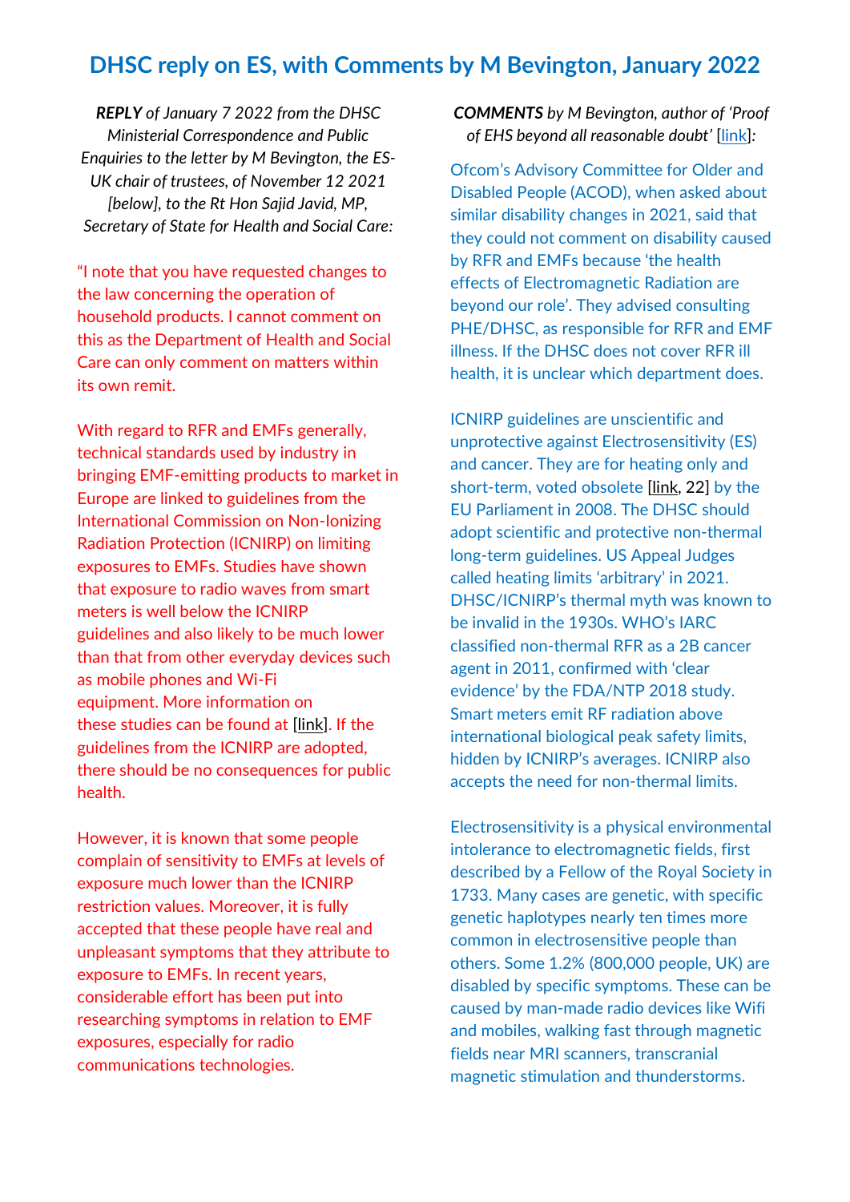# DHSC reply on ES, with Comments by M Bevington, January 2022

***REPLY** of January 7 2022 from the DHSC Ministerial Correspondence and Public Enquiries to the letter by M Bevington, the ES-UK chair of trustees, of November 12 2021 [below], to the Rt Hon Sajid Javid, MP, Secretary of State for Health and Social Care:*

"I note that you have requested changes to the law concerning the operation of household products. I cannot comment on this as the Department of Health and Social Care can only comment on matters within its own remit.

With regard to RFR and EMFs generally, technical standards used by industry in bringing EMF-emitting products to market in Europe are linked to guidelines from the International Commission on Non-Ionizing Radiation Protection (ICNIRP) on limiting exposures to EMFs. Studies have shown that exposure to radio waves from smart meters is well below the ICNIRP guidelines and also likely to be much lower than that from other everyday devices such as mobile phones and Wi-Fi equipment. More information on these studies can be found at [link]. If the guidelines from the ICNIRP are adopted, there should be no consequences for public health.

However, it is known that some people complain of sensitivity to EMFs at levels of exposure much lower than the ICNIRP restriction values. Moreover, it is fully accepted that these people have real and unpleasant symptoms that they attribute to exposure to EMFs. In recent years, considerable effort has been put into researching symptoms in relation to EMF exposures, especially for radio communications technologies.

***COMMENTS** by M Bevington, author of 'Proof of EHS beyond all reasonable doubt' [link]:*

Ofcom's Advisory Committee for Older and Disabled People (ACOD), when asked about similar disability changes in 2021, said that they could not comment on disability caused by RFR and EMFs because 'the health effects of Electromagnetic Radiation are beyond our role'. They advised consulting PHE/DHSC, as responsible for RFR and EMF illness. If the DHSC does not cover RFR ill health, it is unclear which department does.

ICNIRP guidelines are unscientific and unprotective against Electrosensitivity (ES) and cancer. They are for heating only and short-term, voted obsolete [link, 22] by the EU Parliament in 2008. The DHSC should adopt scientific and protective non-thermal long-term guidelines. US Appeal Judges called heating limits 'arbitrary' in 2021. DHSC/ICNIRP's thermal myth was known to be invalid in the 1930s. WHO's IARC classified non-thermal RFR as a 2B cancer agent in 2011, confirmed with 'clear evidence' by the FDA/NTP 2018 study. Smart meters emit RF radiation above international biological peak safety limits, hidden by ICNIRP's averages. ICNIRP also accepts the need for non-thermal limits.

Electrosensitivity is a physical environmental intolerance to electromagnetic fields, first described by a Fellow of the Royal Society in 1733. Many cases are genetic, with specific genetic haplotypes nearly ten times more common in electrosensitive people than others. Some 1.2% (800,000 people, UK) are disabled by specific symptoms. These can be caused by man-made radio devices like Wifi and mobiles, walking fast through magnetic fields near MRI scanners, transcranial magnetic stimulation and thunderstorms.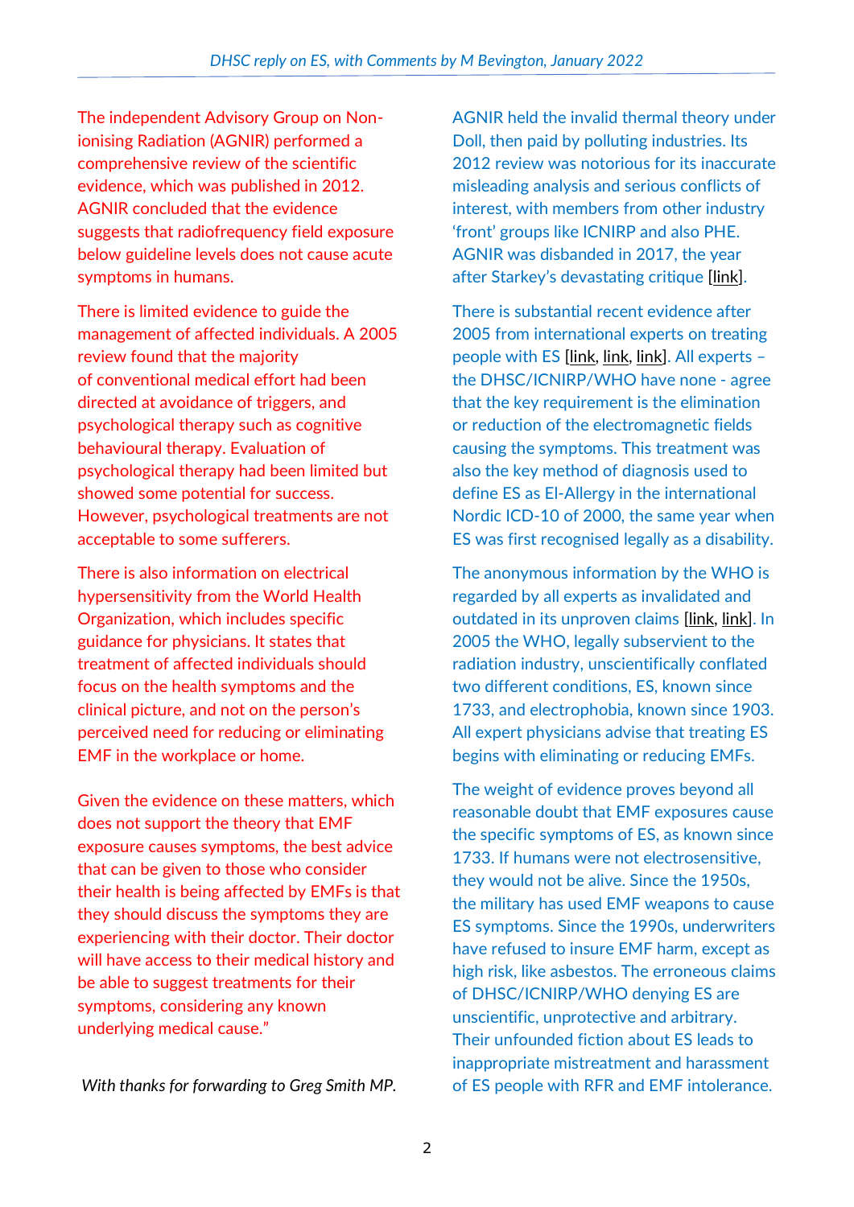The independent Advisory Group on Non-ionising Radiation (AGNIR) performed a comprehensive review of the scientific evidence, which was published in 2012. AGNIR concluded that the evidence suggests that radiofrequency field exposure below guideline levels does not cause acute symptoms in humans.

AGNIR held the invalid thermal theory under Doll, then paid by polluting industries. Its 2012 review was notorious for its inaccurate misleading analysis and serious conflicts of interest, with members from other industry 'front' groups like ICNIRP and also PHE. AGNIR was disbanded in 2017, the year after Starkey's devastating critique [link].

There is limited evidence to guide the management of affected individuals. A 2005 review found that the majority of conventional medical effort had been directed at avoidance of triggers, and psychological therapy such as cognitive behavioural therapy. Evaluation of psychological therapy had been limited but showed some potential for success. However, psychological treatments are not acceptable to some sufferers.

There is substantial recent evidence after 2005 from international experts on treating people with ES [link, link, link]. All experts – the DHSC/ICNIRP/WHO have none - agree that the key requirement is the elimination or reduction of the electromagnetic fields causing the symptoms. This treatment was also the key method of diagnosis used to define ES as El-Allergy in the international Nordic ICD-10 of 2000, the same year when ES was first recognised legally as a disability.

There is also information on electrical hypersensitivity from the World Health Organization, which includes specific guidance for physicians. It states that treatment of affected individuals should focus on the health symptoms and the clinical picture, and not on the person's perceived need for reducing or eliminating EMF in the workplace or home.

The anonymous information by the WHO is regarded by all experts as invalidated and outdated in its unproven claims [link, link]. In 2005 the WHO, legally subservient to the radiation industry, unscientifically conflated two different conditions, ES, known since 1733, and electrophobia, known since 1903. All expert physicians advise that treating ES begins with eliminating or reducing EMFs.

Given the evidence on these matters, which does not support the theory that EMF exposure causes symptoms, the best advice that can be given to those who consider their health is being affected by EMFs is that they should discuss the symptoms they are experiencing with their doctor. Their doctor will have access to their medical history and be able to suggest treatments for their symptoms, considering any known underlying medical cause."

The weight of evidence proves beyond all reasonable doubt that EMF exposures cause the specific symptoms of ES, as known since 1733. If humans were not electrosensitive, they would not be alive. Since the 1950s, the military has used EMF weapons to cause ES symptoms. Since the 1990s, underwriters have refused to insure EMF harm, except as high risk, like asbestos. The erroneous claims of DHSC/ICNIRP/WHO denying ES are unscientific, unprotective and arbitrary. Their unfounded fiction about ES leads to inappropriate mistreatment and harassment of ES people with RFR and EMF intolerance.

*With thanks for forwarding to Greg Smith MP.*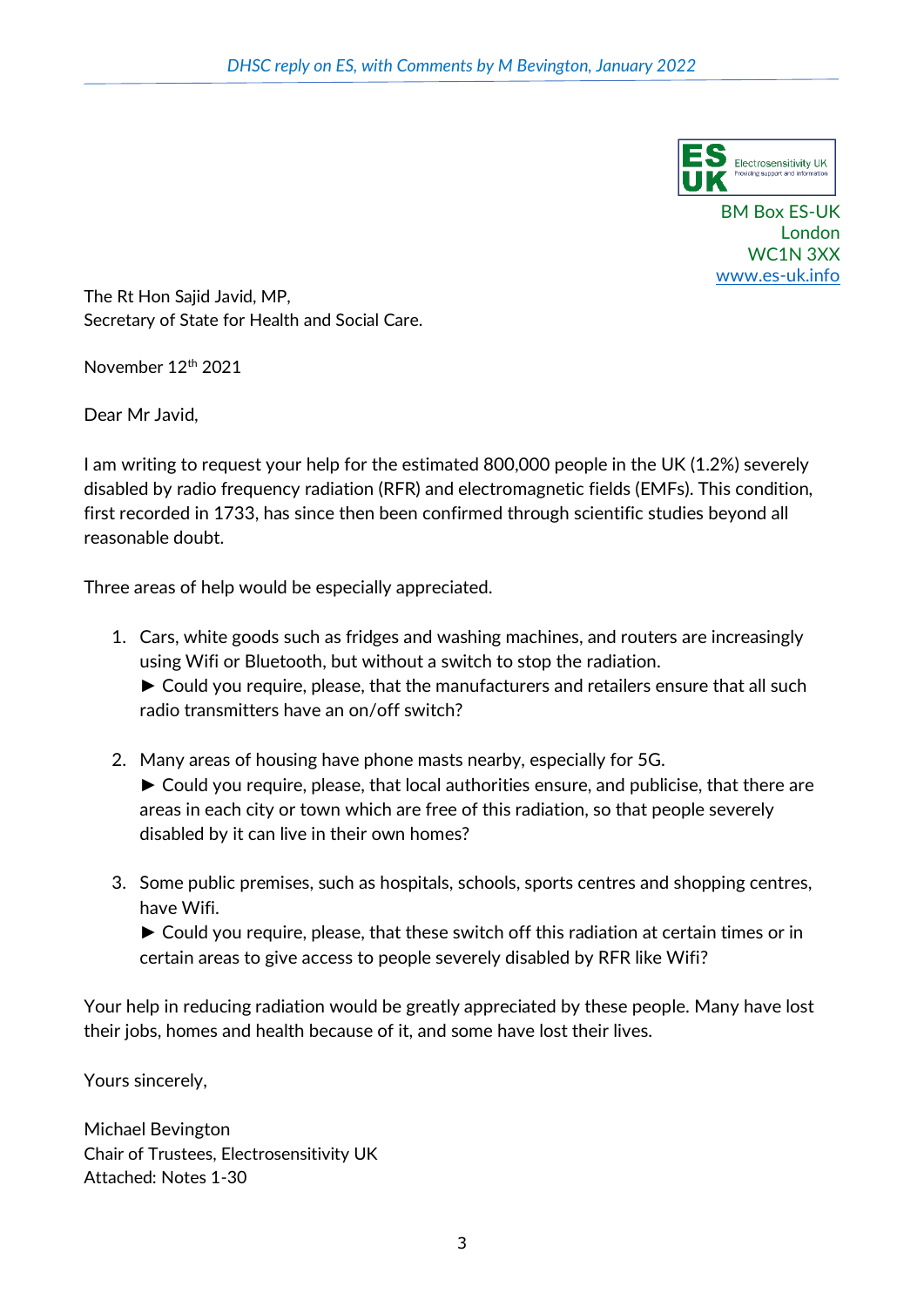ES UK Electrosensitivity UK Providing support and information

BM Box ES-UK
London
WC1N 3XX
www.es-uk.info

The Rt Hon Sajid Javid, MP,
Secretary of State for Health and Social Care.

November 12th 2021

Dear Mr Javid,

I am writing to request your help for the estimated 800,000 people in the UK (1.2%) severely disabled by radio frequency radiation (RFR) and electromagnetic fields (EMFs). This condition, first recorded in 1733, has since then been confirmed through scientific studies beyond all reasonable doubt.

Three areas of help would be especially appreciated.

1. Cars, white goods such as fridges and washing machines, and routers are increasingly using Wifi or Bluetooth, but without a switch to stop the radiation.
   ► Could you require, please, that the manufacturers and retailers ensure that all such radio transmitters have an on/off switch?

2. Many areas of housing have phone masts nearby, especially for 5G.
   ► Could you require, please, that local authorities ensure, and publicise, that there are areas in each city or town which are free of this radiation, so that people severely disabled by it can live in their own homes?

3. Some public premises, such as hospitals, schools, sports centres and shopping centres, have Wifi.
   ► Could you require, please, that these switch off this radiation at certain times or in certain areas to give access to people severely disabled by RFR like Wifi?

Your help in reducing radiation would be greatly appreciated by these people. Many have lost their jobs, homes and health because of it, and some have lost their lives.

Yours sincerely,

Michael Bevington
Chair of Trustees, Electrosensitivity UK
Attached: Notes 1-30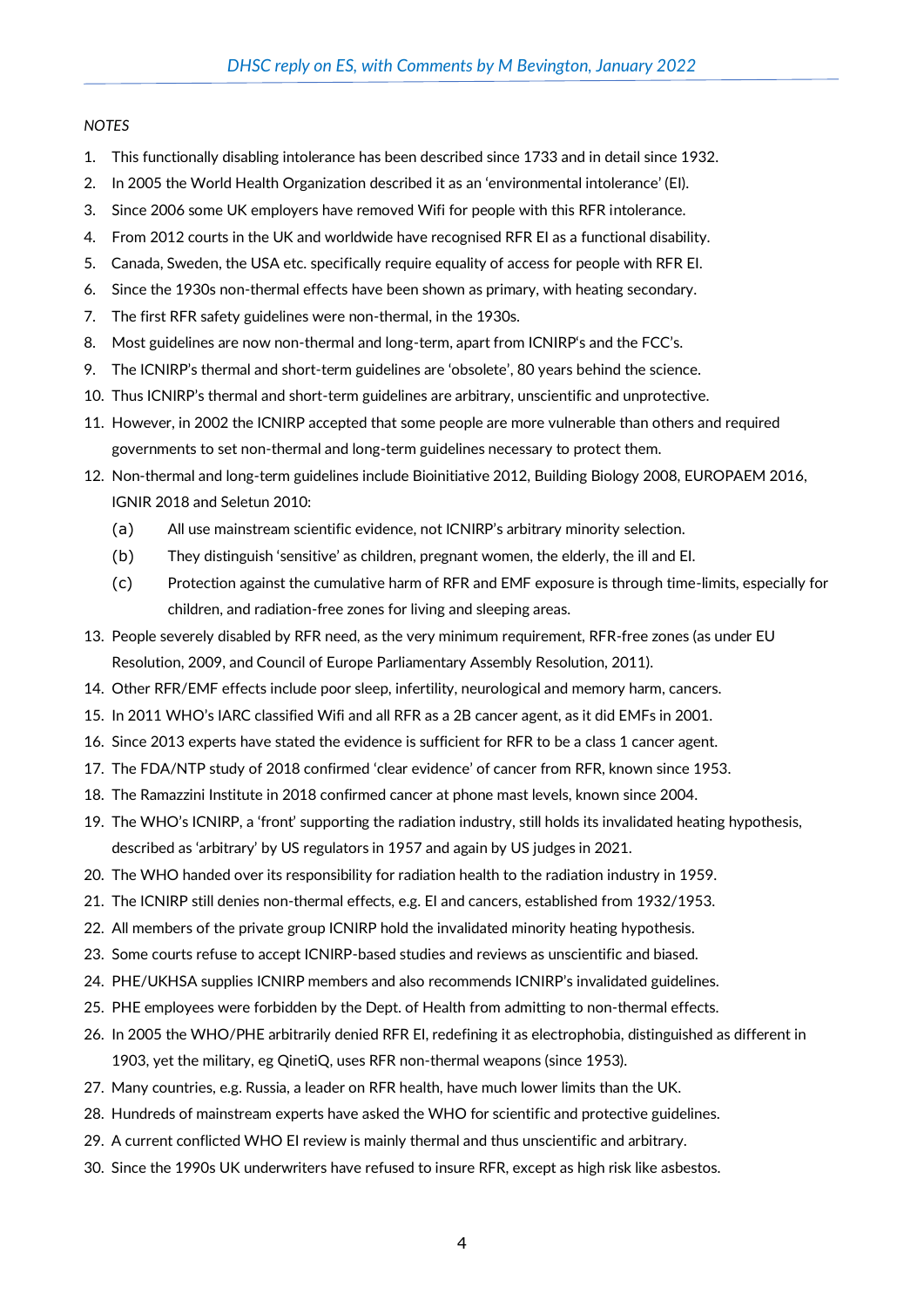*NOTES*

1. This functionally disabling intolerance has been described since 1733 and in detail since 1932.
2. In 2005 the World Health Organization described it as an 'environmental intolerance' (EI).
3. Since 2006 some UK employers have removed Wifi for people with this RFR intolerance.
4. From 2012 courts in the UK and worldwide have recognised RFR EI as a functional disability.
5. Canada, Sweden, the USA etc. specifically require equality of access for people with RFR EI.
6. Since the 1930s non-thermal effects have been shown as primary, with heating secondary.
7. The first RFR safety guidelines were non-thermal, in the 1930s.
8. Most guidelines are now non-thermal and long-term, apart from ICNIRP's and the FCC's.
9. The ICNIRP's thermal and short-term guidelines are 'obsolete', 80 years behind the science.
10. Thus ICNIRP's thermal and short-term guidelines are arbitrary, unscientific and unprotective.
11. However, in 2002 the ICNIRP accepted that some people are more vulnerable than others and required governments to set non-thermal and long-term guidelines necessary to protect them.
12. Non-thermal and long-term guidelines include Bioinitiative 2012, Building Biology 2008, EUROPAEM 2016, IGNIR 2018 and Seletun 2010:
    (a) All use mainstream scientific evidence, not ICNIRP's arbitrary minority selection.
    (b) They distinguish 'sensitive' as children, pregnant women, the elderly, the ill and EI.
    (c) Protection against the cumulative harm of RFR and EMF exposure is through time-limits, especially for children, and radiation-free zones for living and sleeping areas.
13. People severely disabled by RFR need, as the very minimum requirement, RFR-free zones (as under EU Resolution, 2009, and Council of Europe Parliamentary Assembly Resolution, 2011).
14. Other RFR/EMF effects include poor sleep, infertility, neurological and memory harm, cancers.
15. In 2011 WHO's IARC classified Wifi and all RFR as a 2B cancer agent, as it did EMFs in 2001.
16. Since 2013 experts have stated the evidence is sufficient for RFR to be a class 1 cancer agent.
17. The FDA/NTP study of 2018 confirmed 'clear evidence' of cancer from RFR, known since 1953.
18. The Ramazzini Institute in 2018 confirmed cancer at phone mast levels, known since 2004.
19. The WHO's ICNIRP, a 'front' supporting the radiation industry, still holds its invalidated heating hypothesis, described as 'arbitrary' by US regulators in 1957 and again by US judges in 2021.
20. The WHO handed over its responsibility for radiation health to the radiation industry in 1959.
21. The ICNIRP still denies non-thermal effects, e.g. EI and cancers, established from 1932/1953.
22. All members of the private group ICNIRP hold the invalidated minority heating hypothesis.
23. Some courts refuse to accept ICNIRP-based studies and reviews as unscientific and biased.
24. PHE/UKHSA supplies ICNIRP members and also recommends ICNIRP's invalidated guidelines.
25. PHE employees were forbidden by the Dept. of Health from admitting to non-thermal effects.
26. In 2005 the WHO/PHE arbitrarily denied RFR EI, redefining it as electrophobia, distinguished as different in 1903, yet the military, eg QinetiQ, uses RFR non-thermal weapons (since 1953).
27. Many countries, e.g. Russia, a leader on RFR health, have much lower limits than the UK.
28. Hundreds of mainstream experts have asked the WHO for scientific and protective guidelines.
29. A current conflicted WHO EI review is mainly thermal and thus unscientific and arbitrary.
30. Since the 1990s UK underwriters have refused to insure RFR, except as high risk like asbestos.